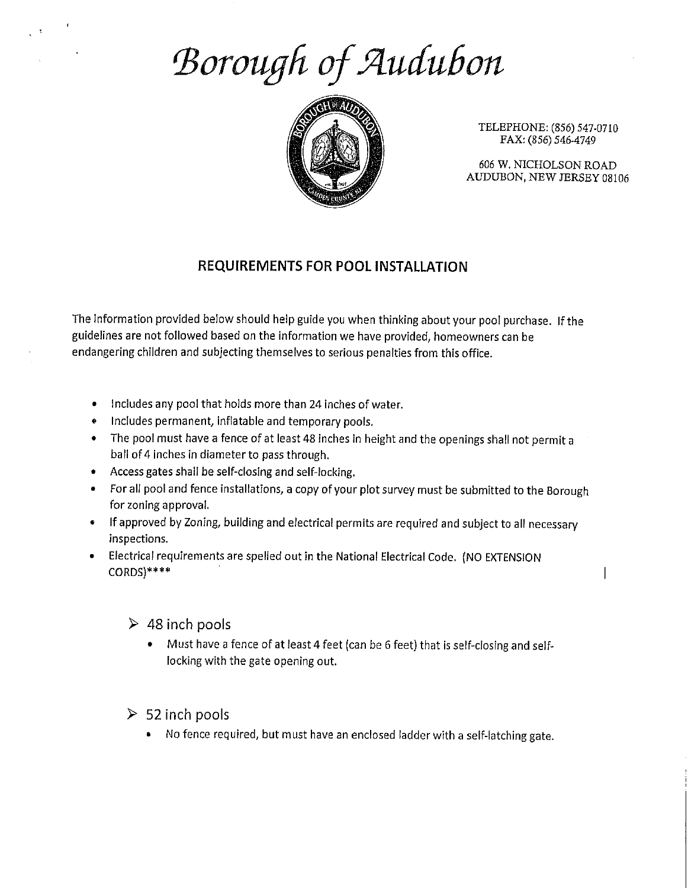# *Borough of Audubon*

TELEPHONE: (856) 547-0710
FAX: (856) 546-4749

606 W. NICHOLSON ROAD
AUDUBON, NEW JERSEY 08106

## REQUIREMENTS FOR POOL INSTALLATION

The information provided below should help guide you when thinking about your pool purchase. If the guidelines are not followed based on the information we have provided, homeowners can be endangering children and subjecting themselves to serious penalties from this office.

- Includes any pool that holds more than 24 inches of water.
- Includes permanent, inflatable and temporary pools.
- The pool must have a fence of at least 48 inches in height and the openings shall not permit a ball of 4 inches in diameter to pass through.
- Access gates shall be self-closing and self-locking.
- For all pool and fence installations, a copy of your plot survey must be submitted to the Borough for zoning approval.
- If approved by Zoning, building and electrical permits are required and subject to all necessary inspections.
- Electrical requirements are spelled out in the National Electrical Code. (NO EXTENSION CORDS)****

- 48 inch pools
  - Must have a fence of at least 4 feet (can be 6 feet) that is self-closing and self-locking with the gate opening out.

- 52 inch pools
  - No fence required, but must have an enclosed ladder with a self-latching gate.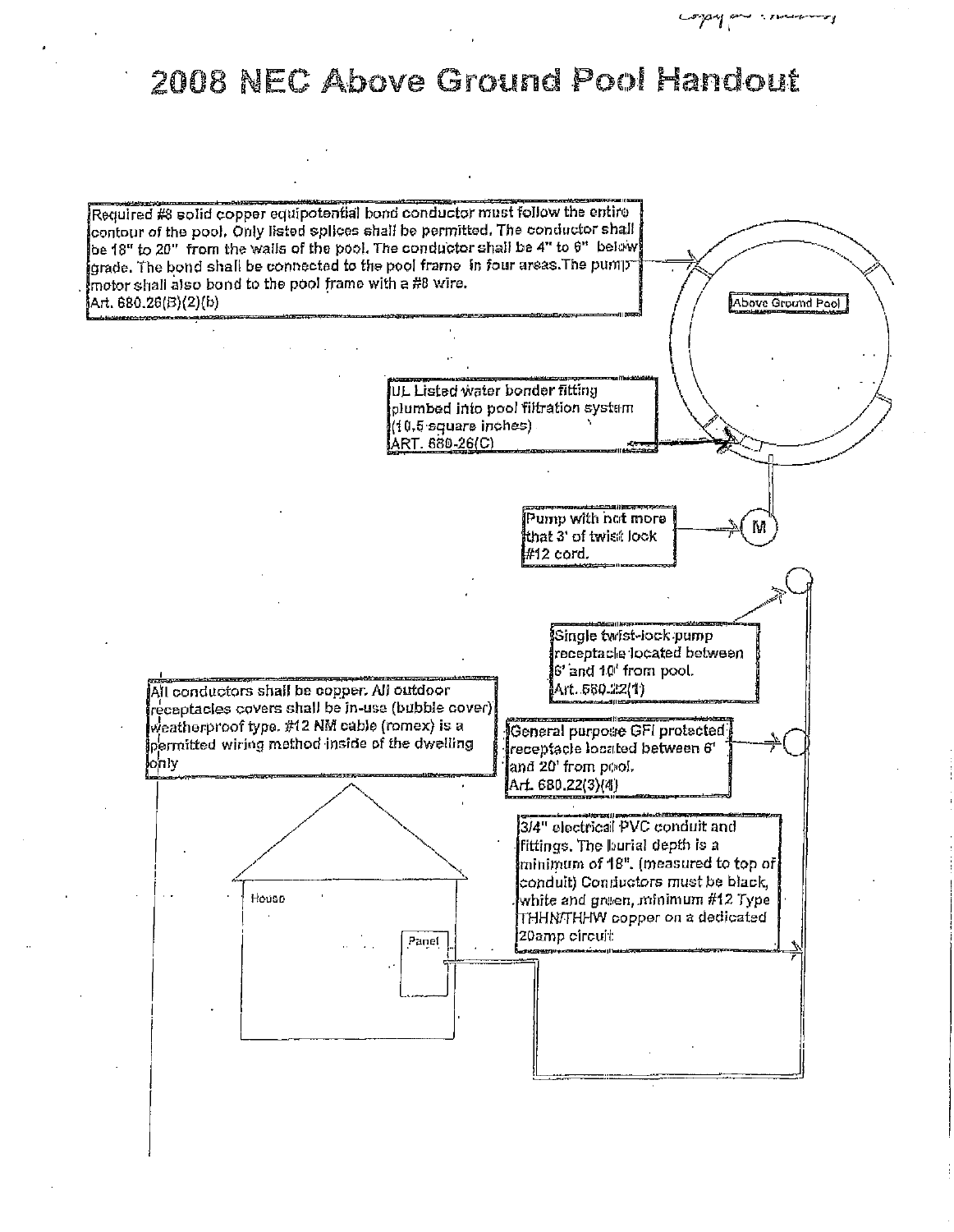# 2008 NEC Above Ground Pool Handout

Required #8 solid copper equipotential bond conductor must follow the entire contour of the pool. Only listed splices shall be permitted. The conductor shall be 18" to 20" from the walls of the pool. The conductor shall be 4" to 6" below grade. The bond shall be connected to the pool frame in four areas. The pump motor shall also bond to the pool frame with a #8 wire.
Art. 680.26(B)(2)(b)

Above Ground Pool

UL Listed water bonder fitting plumbed into pool filtration system (10.5 square inches)
ART. 680-26(C)

Pump with not more that 3' of twist lock #12 cord.

M

Single twist-lock pump receptacle located between 6' and 10' from pool.
Art. 680.22(1)

All conductors shall be copper. All outdoor receptacles covers shall be in-use (bubble cover) weatherproof type. #12 NM cable (romex) is a permitted wiring method inside of the dwelling only

General purpose GFI protected receptacle located between 6' and 20' from pool.
Art. 680.22(3)(4)

3/4" electrical PVC conduit and fittings. The burial depth is a minimum of 18". (measured to top of conduit) Conductors must be black, white and green, minimum #12 Type THHN/THHW copper on a dedicated 20amp circuit

House

Panel